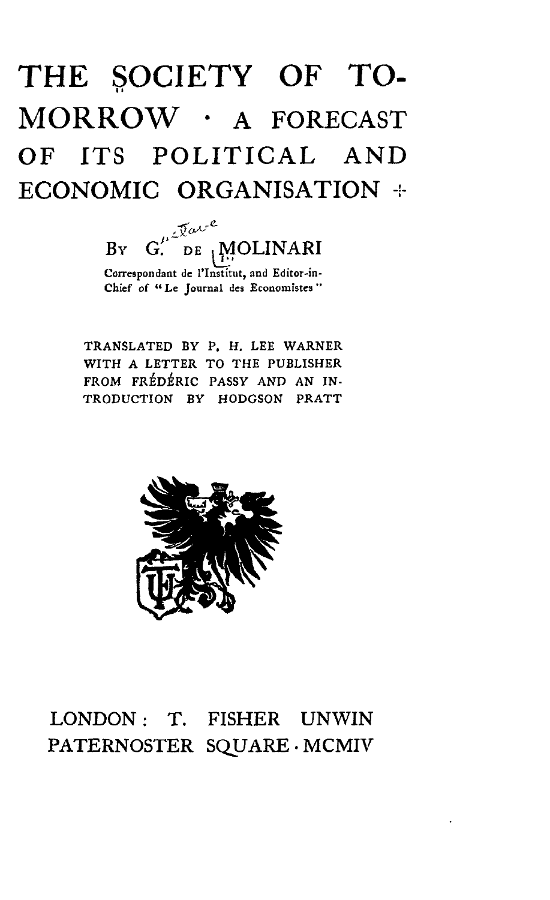# THE SOCIETY OF TO-MORROW · A FORECAST OF ITS POLITICAL AND ECONOMIC ORGANISATION

By G. DE MOLINARI

Correspondant de l'Institut, and Editor-in-Chief of "Le Journal des Economistes"

TRANSLATED BY P. H. LEE WARNER WITH A LETTER TO THE PUBLISHER FROM FRÉDÉRIC PASSY AND AN INTRODUCTION BY HODGSON PRATT

LONDON: T. FISHER UNWIN
PATERNOSTER SQUARE · MCMIV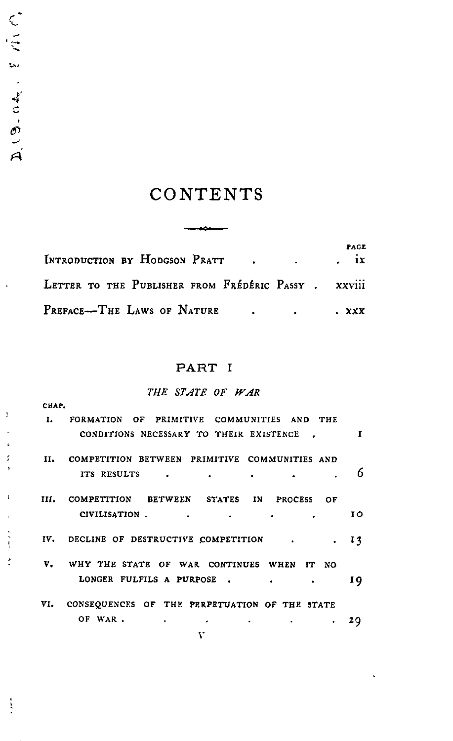# CONTENTS

| | PAGE |
|---|---|
| Introduction by Hodgson Pratt | ix |
| Letter to the Publisher from Frédéric Passy | xxviii |
| Preface—The Laws of Nature | xxx |

## PART I

### *THE STATE OF WAR*

| CHAP. | | |
|---|---|---|
| I. | Formation of primitive communities and the conditions necessary to their existence | 1 |
| II. | Competition between primitive communities and its results | 6 |
| III. | Competition between states in process of civilisation | 10 |
| IV. | Decline of destructive competition | 13 |
| V. | Why the state of war continues when it no longer fulfils a purpose | 19 |
| VI. | Consequences of the perpetuation of the state of war | 29 |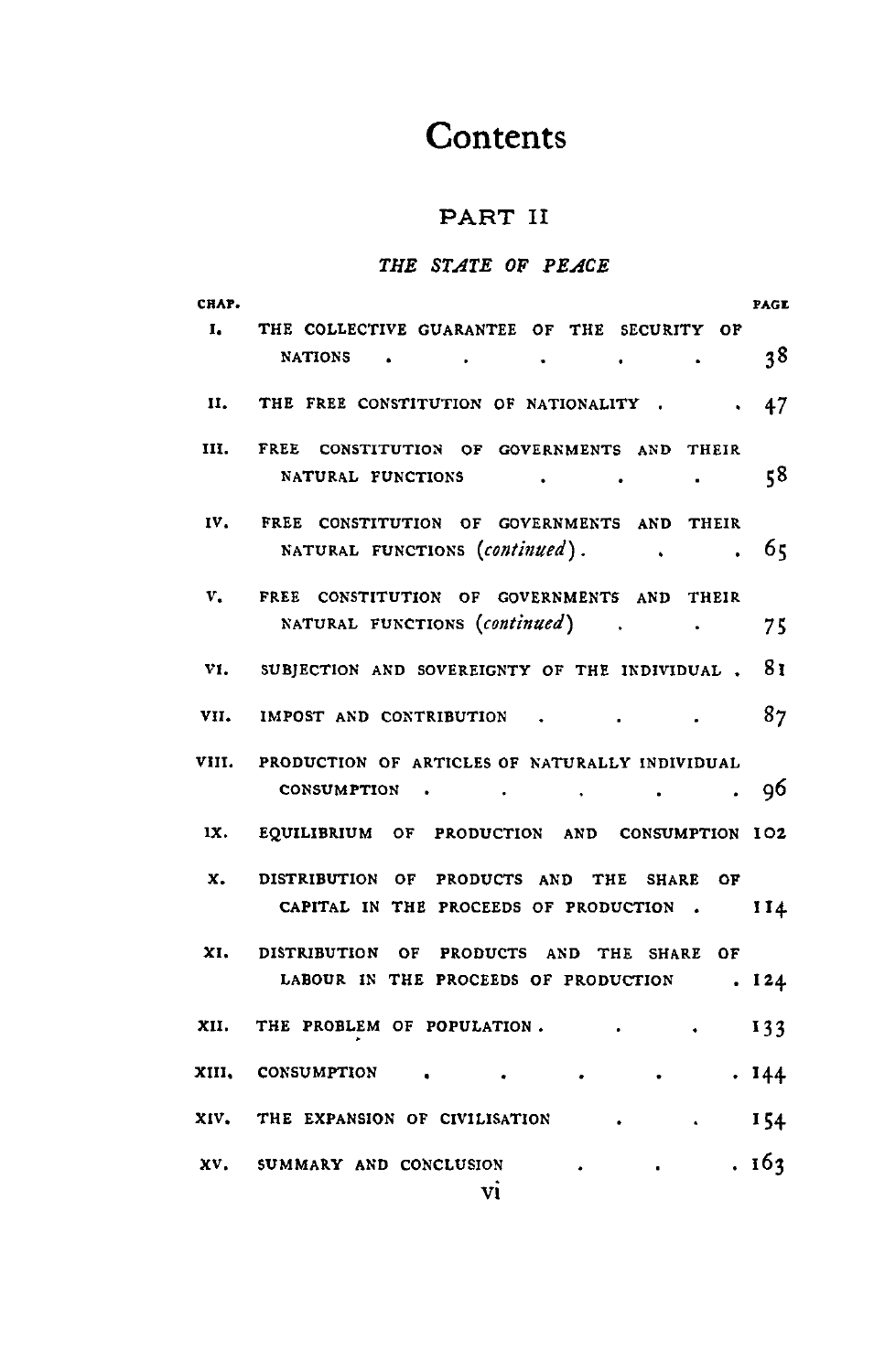# Contents

## PART II

### *THE STATE OF PEACE*

| CHAP. | | PAGE |
|---|---|---|
| I. | THE COLLECTIVE GUARANTEE OF THE SECURITY OF NATIONS | 38 |
| II. | THE FREE CONSTITUTION OF NATIONALITY | 47 |
| III. | FREE CONSTITUTION OF GOVERNMENTS AND THEIR NATURAL FUNCTIONS | 58 |
| IV. | FREE CONSTITUTION OF GOVERNMENTS AND THEIR NATURAL FUNCTIONS (*continued*) | 65 |
| V. | FREE CONSTITUTION OF GOVERNMENTS AND THEIR NATURAL FUNCTIONS (*continued*) | 75 |
| VI. | SUBJECTION AND SOVEREIGNTY OF THE INDIVIDUAL | 81 |
| VII. | IMPOST AND CONTRIBUTION | 87 |
| VIII. | PRODUCTION OF ARTICLES OF NATURALLY INDIVIDUAL CONSUMPTION | 96 |
| IX. | EQUILIBRIUM OF PRODUCTION AND CONSUMPTION | 102 |
| X. | DISTRIBUTION OF PRODUCTS AND THE SHARE OF CAPITAL IN THE PROCEEDS OF PRODUCTION | 114 |
| XI. | DISTRIBUTION OF PRODUCTS AND THE SHARE OF LABOUR IN THE PROCEEDS OF PRODUCTION | 124 |
| XII. | THE PROBLEM OF POPULATION | 133 |
| XIII. | CONSUMPTION | 144 |
| XIV. | THE EXPANSION OF CIVILISATION | 154 |
| XV. | SUMMARY AND CONCLUSION | 163 |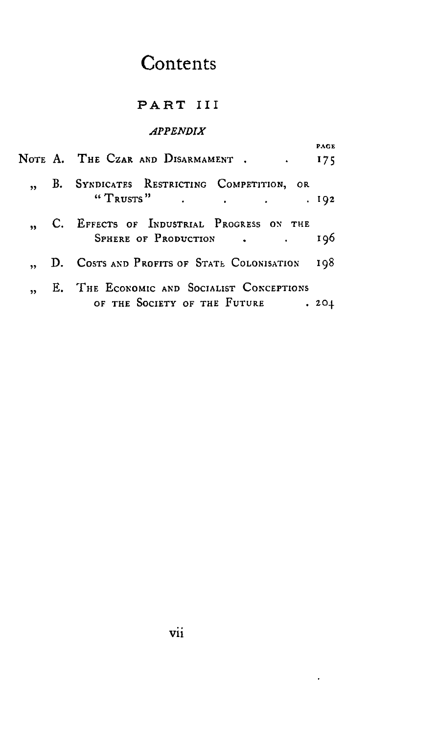# Contents

## PART III

### *APPENDIX*

| | | PAGE |
|---|---|---|
| NOTE A. | THE CZAR AND DISARMAMENT | 175 |
| " B. | SYNDICATES RESTRICTING COMPETITION, OR "TRUSTS" | 192 |
| " C. | EFFECTS OF INDUSTRIAL PROGRESS ON THE SPHERE OF PRODUCTION | 196 |
| " D. | COSTS AND PROFITS OF STATE COLONISATION | 198 |
| " E. | THE ECONOMIC AND SOCIALIST CONCEPTIONS OF THE SOCIETY OF THE FUTURE | 204 |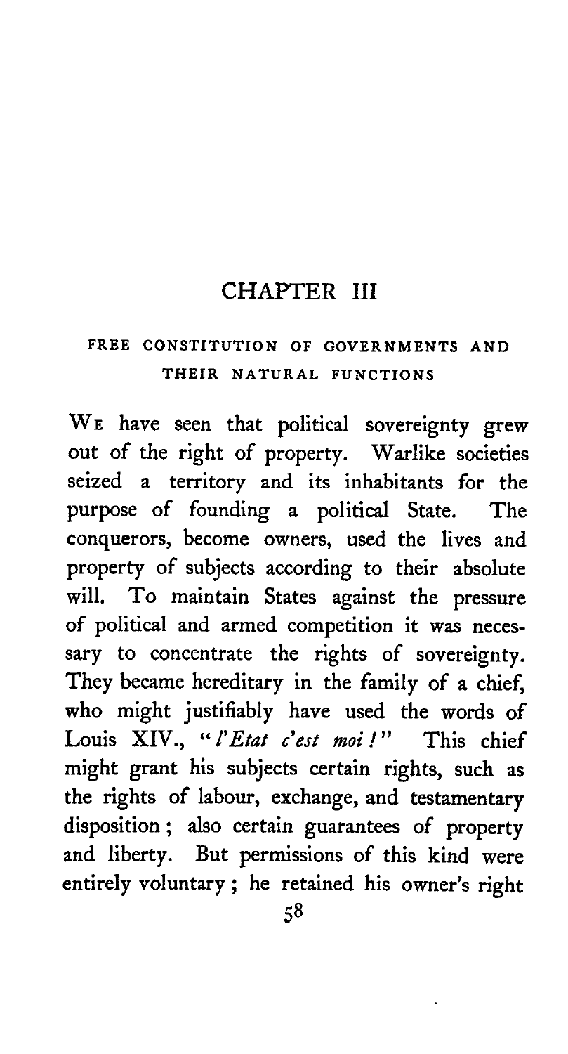# CHAPTER III

## FREE CONSTITUTION OF GOVERNMENTS AND THEIR NATURAL FUNCTIONS

We have seen that political sovereignty grew out of the right of property. Warlike societies seized a territory and its inhabitants for the purpose of founding a political State. The conquerors, become owners, used the lives and property of subjects according to their absolute will. To maintain States against the pressure of political and armed competition it was necessary to concentrate the rights of sovereignty. They became hereditary in the family of a chief, who might justifiably have used the words of Louis XIV., "*l'Etat c'est moi!*" This chief might grant his subjects certain rights, such as the rights of labour, exchange, and testamentary disposition; also certain guarantees of property and liberty. But permissions of this kind were entirely voluntary; he retained his owner's right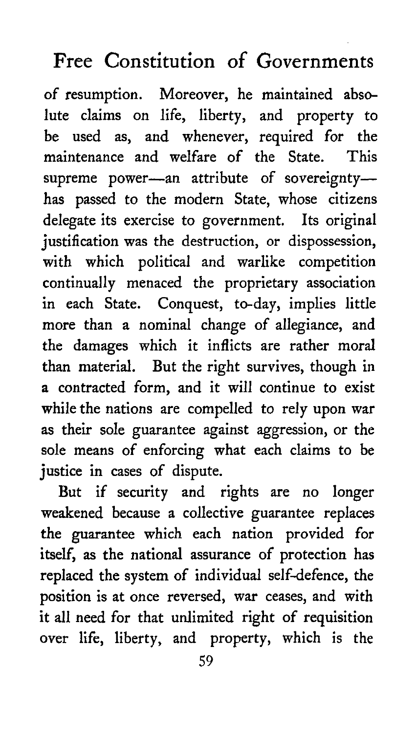of resumption. Moreover, he maintained absolute claims on life, liberty, and property to be used as, and whenever, required for the maintenance and welfare of the State. This supreme power—an attribute of sovereignty—has passed to the modern State, whose citizens delegate its exercise to government. Its original justification was the destruction, or dispossession, with which political and warlike competition continually menaced the proprietary association in each State. Conquest, to-day, implies little more than a nominal change of allegiance, and the damages which it inflicts are rather moral than material. But the right survives, though in a contracted form, and it will continue to exist while the nations are compelled to rely upon war as their sole guarantee against aggression, or the sole means of enforcing what each claims to be justice in cases of dispute.

But if security and rights are no longer weakened because a collective guarantee replaces the guarantee which each nation provided for itself, as the national assurance of protection has replaced the system of individual self-defence, the position is at once reversed, war ceases, and with it all need for that unlimited right of requisition over life, liberty, and property, which is the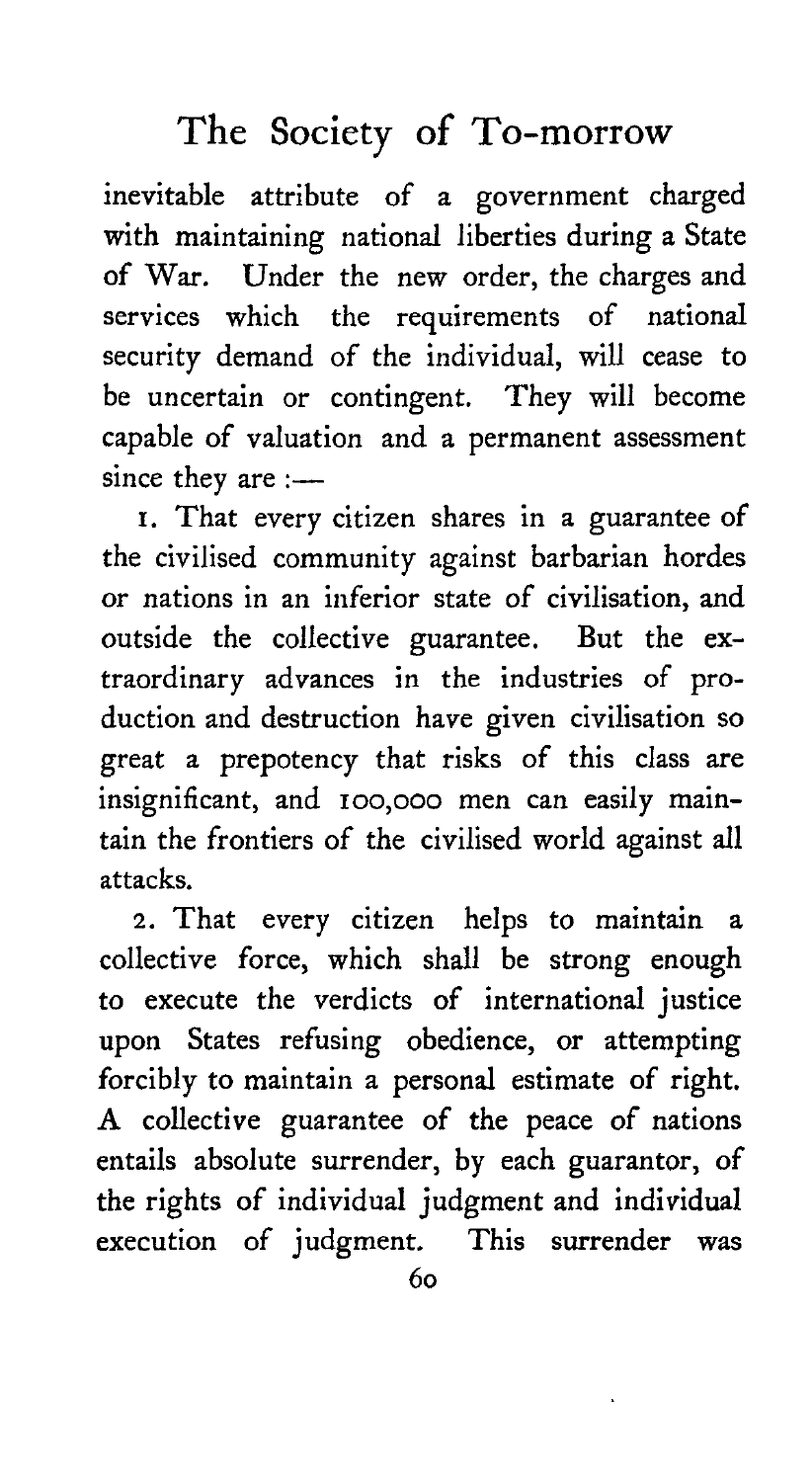inevitable attribute of a government charged with maintaining national liberties during a State of War. Under the new order, the charges and services which the requirements of national security demand of the individual, will cease to be uncertain or contingent. They will become capable of valuation and a permanent assessment since they are :—

1. That every citizen shares in a guarantee of the civilised community against barbarian hordes or nations in an inferior state of civilisation, and outside the collective guarantee. But the extraordinary advances in the industries of production and destruction have given civilisation so great a prepotency that risks of this class are insignificant, and 100,000 men can easily maintain the frontiers of the civilised world against all attacks.

2. That every citizen helps to maintain a collective force, which shall be strong enough to execute the verdicts of international justice upon States refusing obedience, or attempting forcibly to maintain a personal estimate of right. A collective guarantee of the peace of nations entails absolute surrender, by each guarantor, of the rights of individual judgment and individual execution of judgment. This surrender was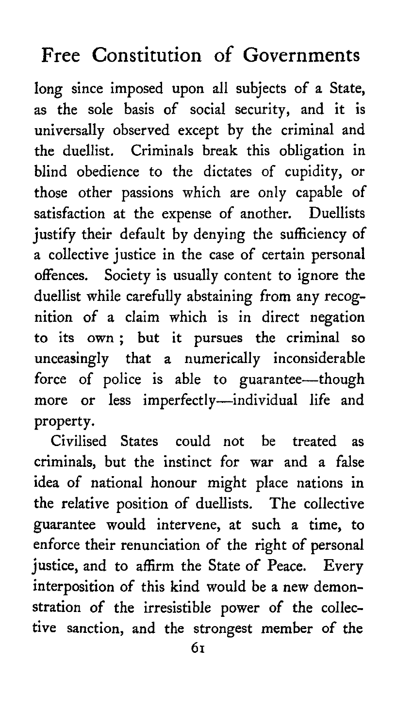long since imposed upon all subjects of a State, as the sole basis of social security, and it is universally observed except by the criminal and the duellist. Criminals break this obligation in blind obedience to the dictates of cupidity, or those other passions which are only capable of satisfaction at the expense of another. Duellists justify their default by denying the sufficiency of a collective justice in the case of certain personal offences. Society is usually content to ignore the duellist while carefully abstaining from any recognition of a claim which is in direct negation to its own; but it pursues the criminal so unceasingly that a numerically inconsiderable force of police is able to guarantee—though more or less imperfectly—individual life and property.

Civilised States could not be treated as criminals, but the instinct for war and a false idea of national honour might place nations in the relative position of duellists. The collective guarantee would intervene, at such a time, to enforce their renunciation of the right of personal justice, and to affirm the State of Peace. Every interposition of this kind would be a new demonstration of the irresistible power of the collective sanction, and the strongest member of the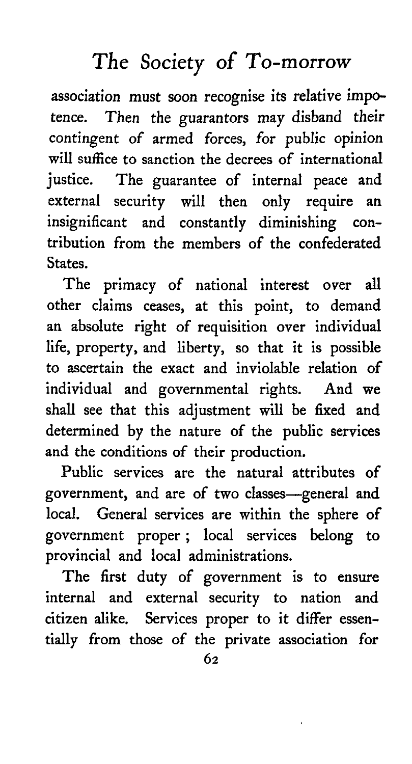association must soon recognise its relative impotence. Then the guarantors may disband their contingent of armed forces, for public opinion will suffice to sanction the decrees of international justice. The guarantee of internal peace and external security will then only require an insignificant and constantly diminishing contribution from the members of the confederated States.

The primacy of national interest over all other claims ceases, at this point, to demand an absolute right of requisition over individual life, property, and liberty, so that it is possible to ascertain the exact and inviolable relation of individual and governmental rights. And we shall see that this adjustment will be fixed and determined by the nature of the public services and the conditions of their production.

Public services are the natural attributes of government, and are of two classes—general and local. General services are within the sphere of government proper; local services belong to provincial and local administrations.

The first duty of government is to ensure internal and external security to nation and citizen alike. Services proper to it differ essentially from those of the private association for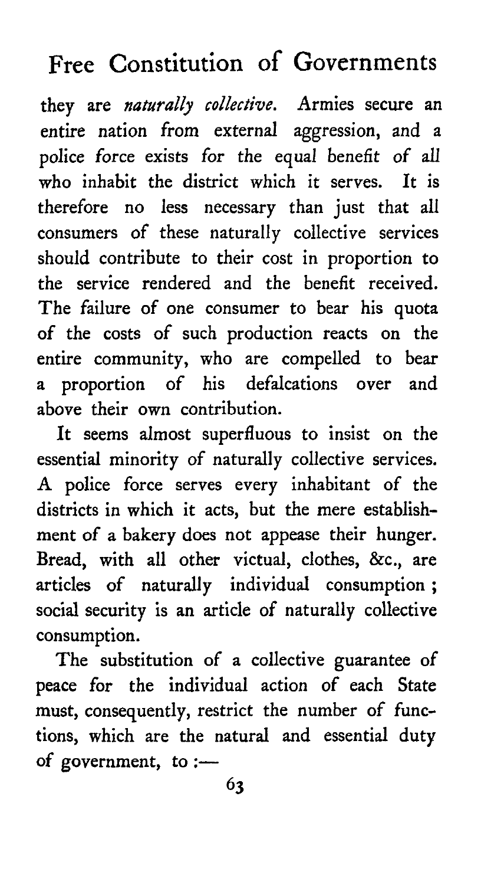they are *naturally collective*. Armies secure an entire nation from external aggression, and a police force exists for the equal benefit of all who inhabit the district which it serves. It is therefore no less necessary than just that all consumers of these naturally collective services should contribute to their cost in proportion to the service rendered and the benefit received. The failure of one consumer to bear his quota of the costs of such production reacts on the entire community, who are compelled to bear a proportion of his defalcations over and above their own contribution.

It seems almost superfluous to insist on the essential minority of naturally collective services. A police force serves every inhabitant of the districts in which it acts, but the mere establishment of a bakery does not appease their hunger. Bread, with all other victual, clothes, &c., are articles of naturally individual consumption; social security is an article of naturally collective consumption.

The substitution of a collective guarantee of peace for the individual action of each State must, consequently, restrict the number of functions, which are the natural and essential duty of government, to :—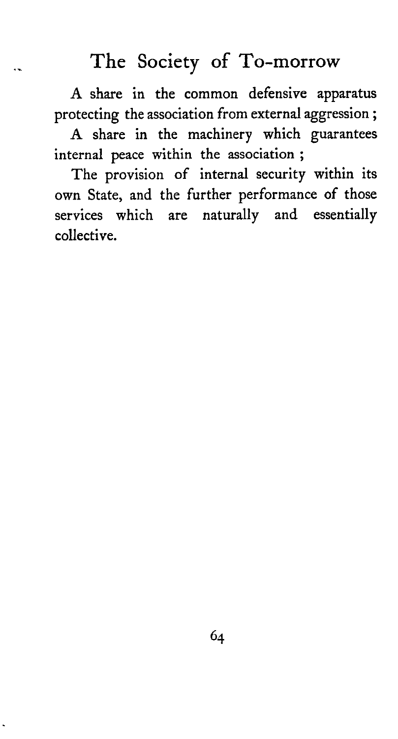A share in the common defensive apparatus protecting the association from external aggression;

A share in the machinery which guarantees internal peace within the association;

The provision of internal security within its own State, and the further performance of those services which are naturally and essentially collective.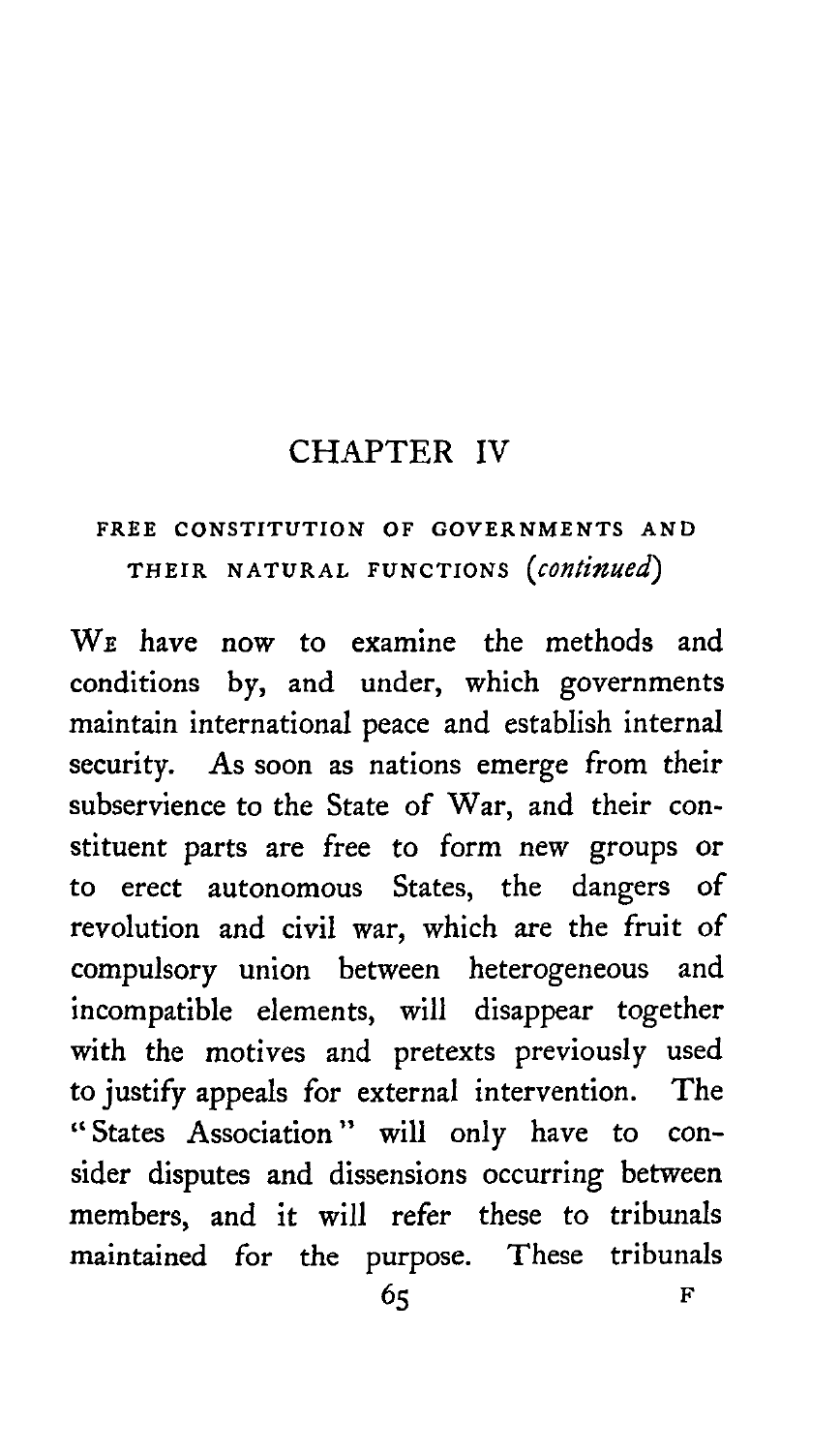# CHAPTER IV

## FREE CONSTITUTION OF GOVERNMENTS AND THEIR NATURAL FUNCTIONS (*continued*)

WE have now to examine the methods and conditions by, and under, which governments maintain international peace and establish internal security. As soon as nations emerge from their subservience to the State of War, and their constituent parts are free to form new groups or to erect autonomous States, the dangers of revolution and civil war, which are the fruit of compulsory union between heterogeneous and incompatible elements, will disappear together with the motives and pretexts previously used to justify appeals for external intervention. The "States Association" will only have to consider disputes and dissensions occurring between members, and it will refer these to tribunals maintained for the purpose. These tribunals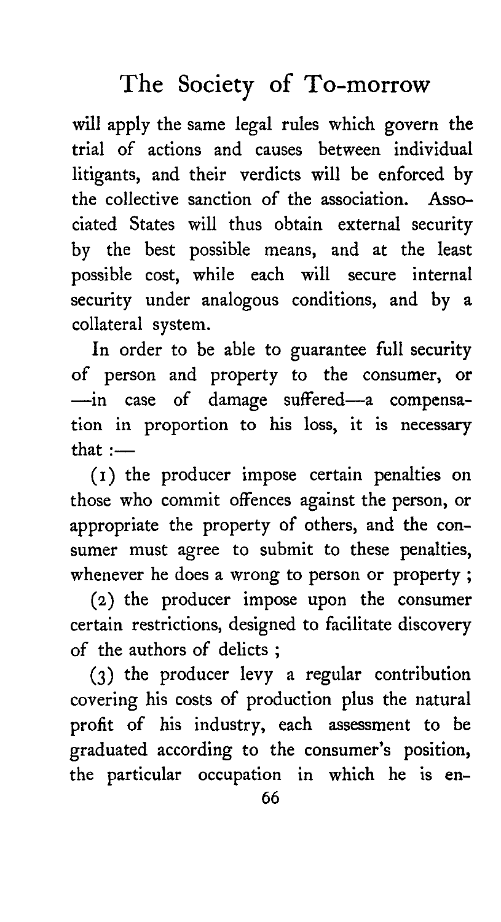will apply the same legal rules which govern the trial of actions and causes between individual litigants, and their verdicts will be enforced by the collective sanction of the association. Associated States will thus obtain external security by the best possible means, and at the least possible cost, while each will secure internal security under analogous conditions, and by a collateral system.

In order to be able to guarantee full security of person and property to the consumer, or —in case of damage suffered—a compensation in proportion to his loss, it is necessary that :—

(1) the producer impose certain penalties on those who commit offences against the person, or appropriate the property of others, and the consumer must agree to submit to these penalties, whenever he does a wrong to person or property ;

(2) the producer impose upon the consumer certain restrictions, designed to facilitate discovery of the authors of delicts ;

(3) the producer levy a regular contribution covering his costs of production plus the natural profit of his industry, each assessment to be graduated according to the consumer's position, the particular occupation in which he is en-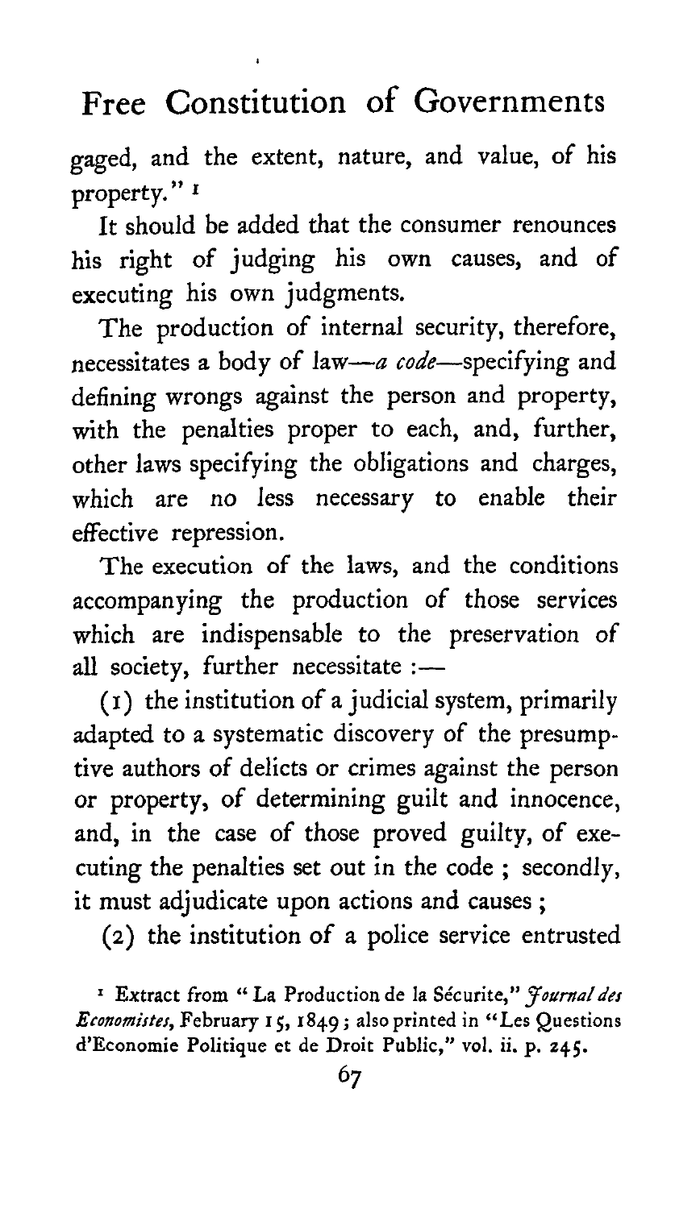gaged, and the extent, nature, and value, of his property." [1]

It should be added that the consumer renounces his right of judging his own causes, and of executing his own judgments.

The production of internal security, therefore, necessitates a body of law—*a code*—specifying and defining wrongs against the person and property, with the penalties proper to each, and, further, other laws specifying the obligations and charges, which are no less necessary to enable their effective repression.

The execution of the laws, and the conditions accompanying the production of those services which are indispensable to the preservation of all society, further necessitate :—

(1) the institution of a judicial system, primarily adapted to a systematic discovery of the presumptive authors of delicts or crimes against the person or property, of determining guilt and innocence, and, in the case of those proved guilty, of executing the penalties set out in the code ; secondly, it must adjudicate upon actions and causes ;

(2) the institution of a police service entrusted

[1] Extract from "La Production de la Sécurite," *Journal des Economistes*, February 15, 1849 ; also printed in "Les Questions d'Economie Politique et de Droit Public," vol. ii. p. 245.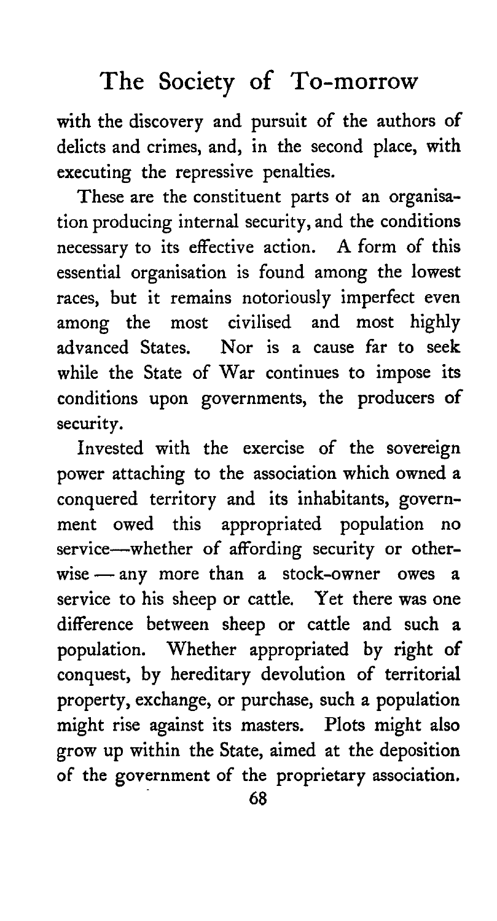with the discovery and pursuit of the authors of delicts and crimes, and, in the second place, with executing the repressive penalties.

These are the constituent parts ot an organisation producing internal security, and the conditions necessary to its effective action. A form of this essential organisation is found among the lowest races, but it remains notoriously imperfect even among the most civilised and most highly advanced States. Nor is a cause far to seek while the State of War continues to impose its conditions upon governments, the producers of security.

Invested with the exercise of the sovereign power attaching to the association which owned a conquered territory and its inhabitants, government owed this appropriated population no service—whether of affording security or otherwise — any more than a stock-owner owes a service to his sheep or cattle. Yet there was one difference between sheep or cattle and such a population. Whether appropriated by right of conquest, by hereditary devolution of territorial property, exchange, or purchase, such a population might rise against its masters. Plots might also grow up within the State, aimed at the deposition of the government of the proprietary association.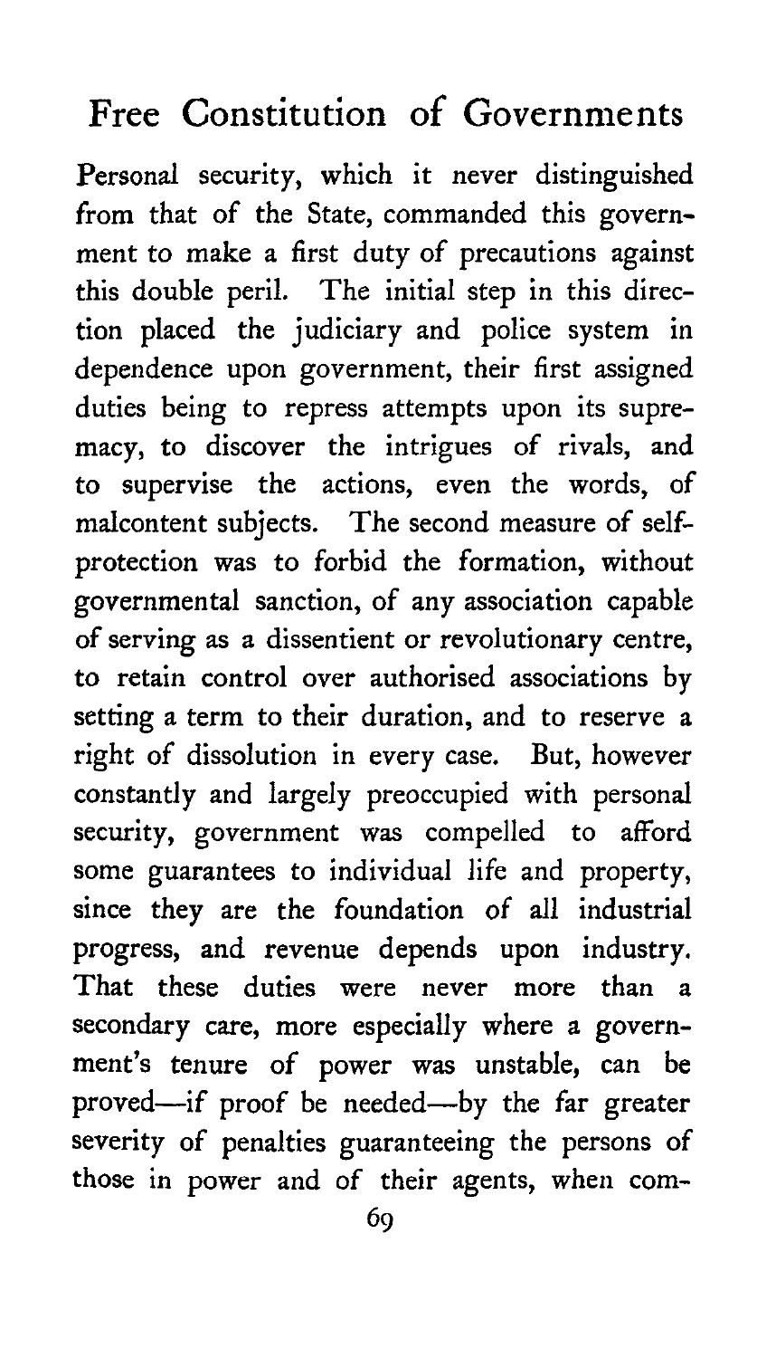Personal security, which it never distinguished from that of the State, commanded this government to make a first duty of precautions against this double peril. The initial step in this direction placed the judiciary and police system in dependence upon government, their first assigned duties being to repress attempts upon its supremacy, to discover the intrigues of rivals, and to supervise the actions, even the words, of malcontent subjects. The second measure of self-protection was to forbid the formation, without governmental sanction, of any association capable of serving as a dissentient or revolutionary centre, to retain control over authorised associations by setting a term to their duration, and to reserve a right of dissolution in every case. But, however constantly and largely preoccupied with personal security, government was compelled to afford some guarantees to individual life and property, since they are the foundation of all industrial progress, and revenue depends upon industry. That these duties were never more than a secondary care, more especially where a government's tenure of power was unstable, can be proved—if proof be needed—by the far greater severity of penalties guaranteeing the persons of those in power and of their agents, when com-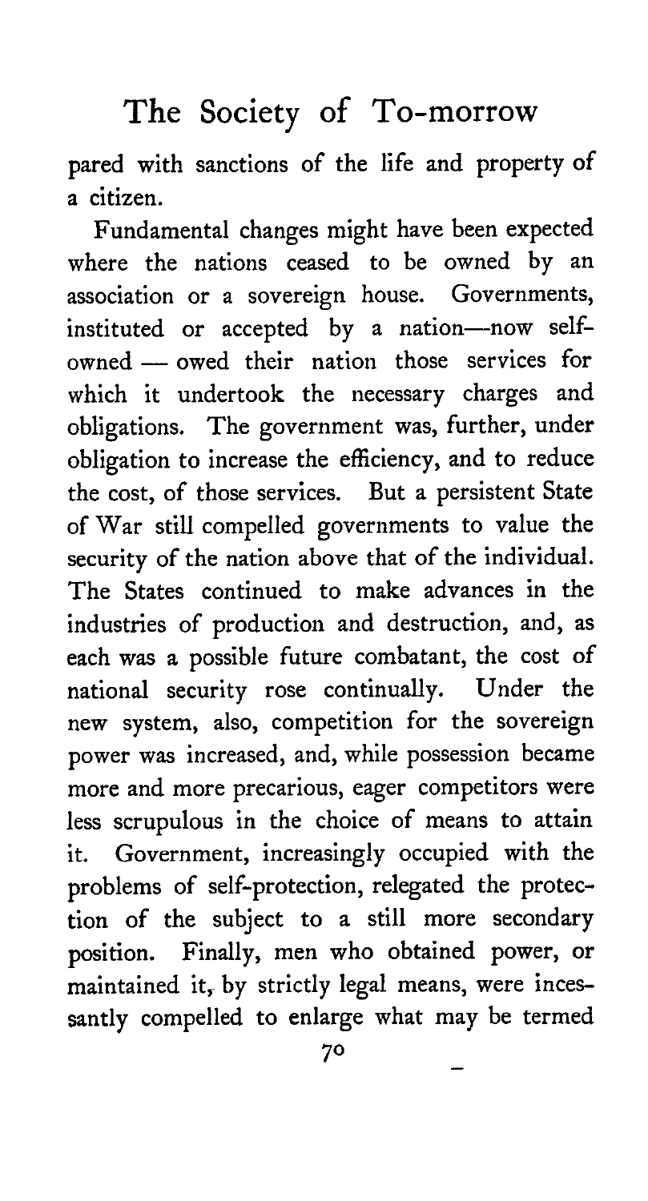pared with sanctions of the life and property of a citizen.

Fundamental changes might have been expected where the nations ceased to be owned by an association or a sovereign house. Governments, instituted or accepted by a nation—now self-owned — owed their nation those services for which it undertook the necessary charges and obligations. The government was, further, under obligation to increase the efficiency, and to reduce the cost, of those services. But a persistent State of War still compelled governments to value the security of the nation above that of the individual. The States continued to make advances in the industries of production and destruction, and, as each was a possible future combatant, the cost of national security rose continually. Under the new system, also, competition for the sovereign power was increased, and, while possession became more and more precarious, eager competitors were less scrupulous in the choice of means to attain it. Government, increasingly occupied with the problems of self-protection, relegated the protection of the subject to a still more secondary position. Finally, men who obtained power, or maintained it, by strictly legal means, were incessantly compelled to enlarge what may be termed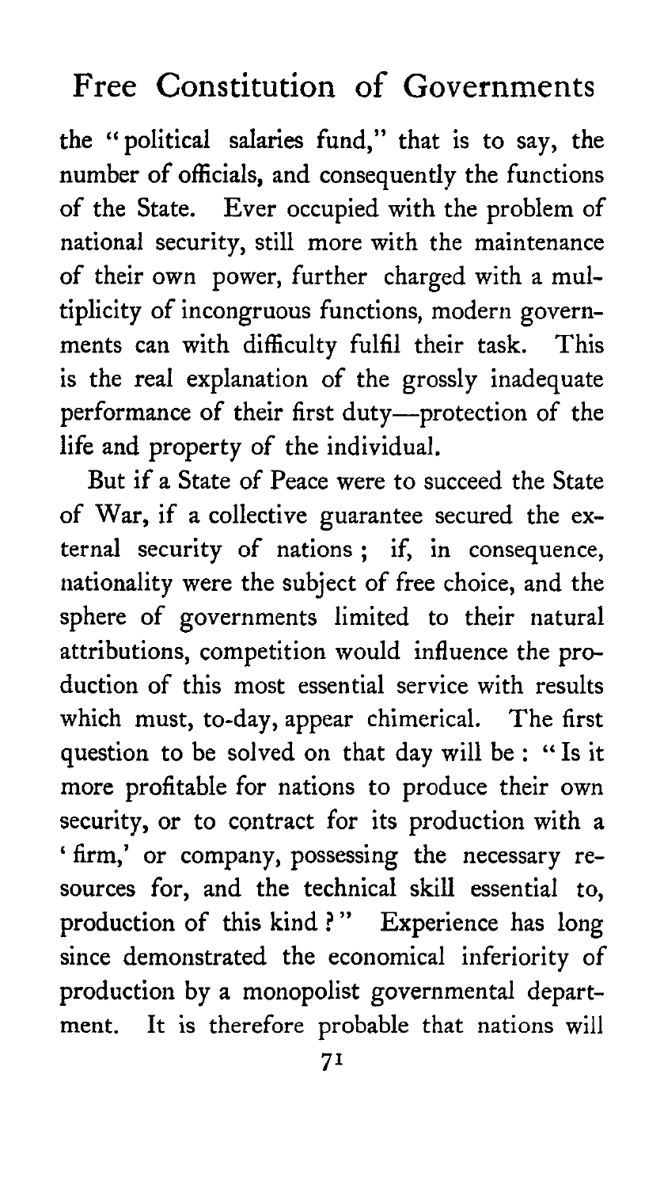the "political salaries fund," that is to say, the number of officials, and consequently the functions of the State. Ever occupied with the problem of national security, still more with the maintenance of their own power, further charged with a multiplicity of incongruous functions, modern governments can with difficulty fulfil their task. This is the real explanation of the grossly inadequate performance of their first duty—protection of the life and property of the individual.

But if a State of Peace were to succeed the State of War, if a collective guarantee secured the external security of nations; if, in consequence, nationality were the subject of free choice, and the sphere of governments limited to their natural attributions, competition would influence the production of this most essential service with results which must, to-day, appear chimerical. The first question to be solved on that day will be: "Is it more profitable for nations to produce their own security, or to contract for its production with a 'firm,' or company, possessing the necessary resources for, and the technical skill essential to, production of this kind?" Experience has long since demonstrated the economical inferiority of production by a monopolist governmental department. It is therefore probable that nations will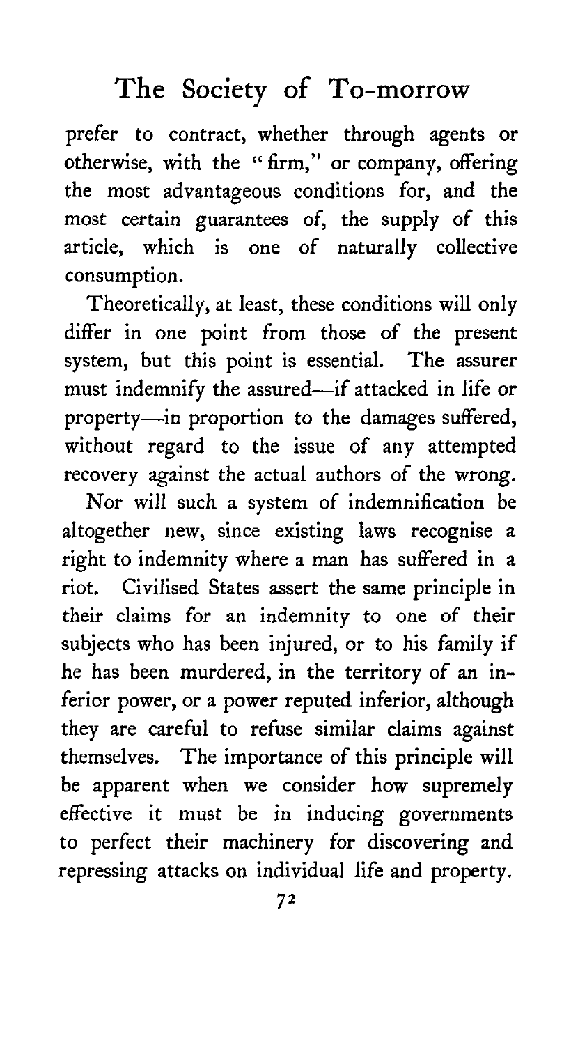prefer to contract, whether through agents or otherwise, with the "firm," or company, offering the most advantageous conditions for, and the most certain guarantees of, the supply of this article, which is one of naturally collective consumption.

Theoretically, at least, these conditions will only differ in one point from those of the present system, but this point is essential. The assurer must indemnify the assured—if attacked in life or property—in proportion to the damages suffered, without regard to the issue of any attempted recovery against the actual authors of the wrong.

Nor will such a system of indemnification be altogether new, since existing laws recognise a right to indemnity where a man has suffered in a riot. Civilised States assert the same principle in their claims for an indemnity to one of their subjects who has been injured, or to his family if he has been murdered, in the territory of an inferior power, or a power reputed inferior, although they are careful to refuse similar claims against themselves. The importance of this principle will be apparent when we consider how supremely effective it must be in inducing governments to perfect their machinery for discovering and repressing attacks on individual life and property.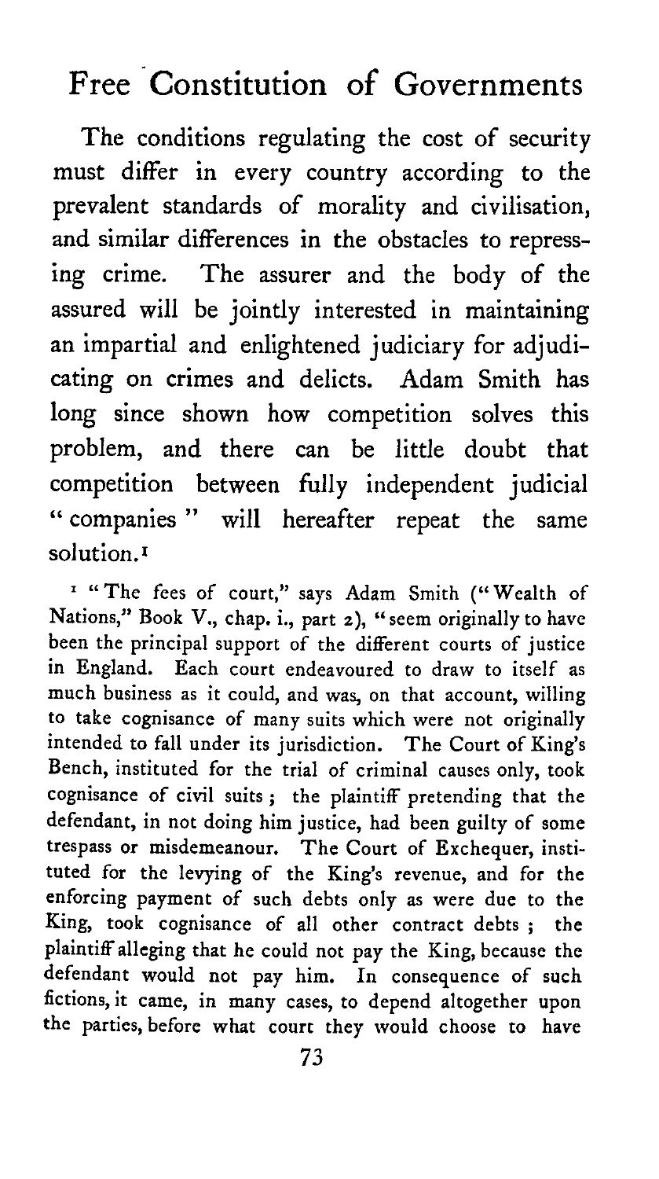The conditions regulating the cost of security must differ in every country according to the prevalent standards of morality and civilisation, and similar differences in the obstacles to repressing crime. The assurer and the body of the assured will be jointly interested in maintaining an impartial and enlightened judiciary for adjudicating on crimes and delicts. Adam Smith has long since shown how competition solves this problem, and there can be little doubt that competition between fully independent judicial "companies" will hereafter repeat the same solution.[1]

[1] "The fees of court," says Adam Smith ("Wealth of Nations," Book V., chap. i., part 2), "seem originally to have been the principal support of the different courts of justice in England. Each court endeavoured to draw to itself as much business as it could, and was, on that account, willing to take cognisance of many suits which were not originally intended to fall under its jurisdiction. The Court of King's Bench, instituted for the trial of criminal causes only, took cognisance of civil suits; the plaintiff pretending that the defendant, in not doing him justice, had been guilty of some trespass or misdemeanour. The Court of Exchequer, instituted for the levying of the King's revenue, and for the enforcing payment of such debts only as were due to the King, took cognisance of all other contract debts; the plaintiff alleging that he could not pay the King, because the defendant would not pay him. In consequence of such fictions, it came, in many cases, to depend altogether upon the parties, before what court they would choose to have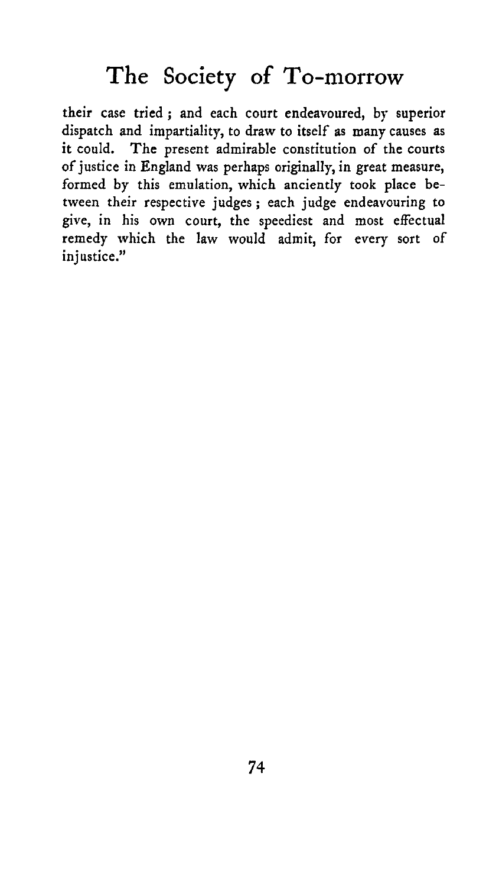their case tried; and each court endeavoured, by superior dispatch and impartiality, to draw to itself as many causes as it could. The present admirable constitution of the courts of justice in England was perhaps originally, in great measure, formed by this emulation, which anciently took place between their respective judges; each judge endeavouring to give, in his own court, the speediest and most effectual remedy which the law would admit, for every sort of injustice."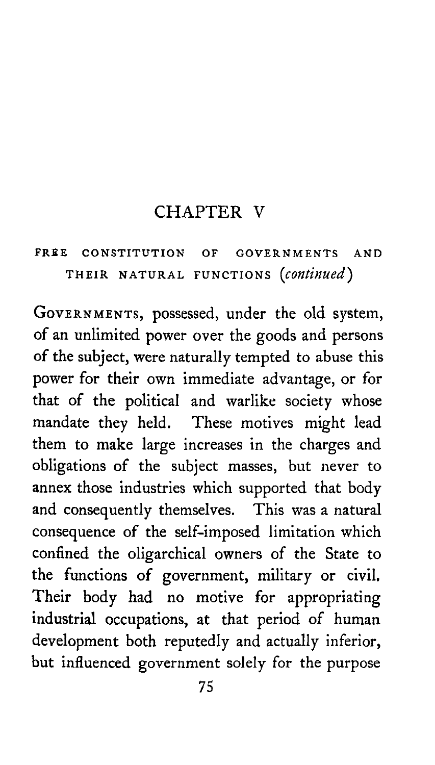# CHAPTER V

## FREE CONSTITUTION OF GOVERNMENTS AND THEIR NATURAL FUNCTIONS (*continued*)

GOVERNMENTS, possessed, under the old system, of an unlimited power over the goods and persons of the subject, were naturally tempted to abuse this power for their own immediate advantage, or for that of the political and warlike society whose mandate they held. These motives might lead them to make large increases in the charges and obligations of the subject masses, but never to annex those industries which supported that body and consequently themselves. This was a natural consequence of the self-imposed limitation which confined the oligarchical owners of the State to the functions of government, military or civil. Their body had no motive for appropriating industrial occupations, at that period of human development both reputedly and actually inferior, but influenced government solely for the purpose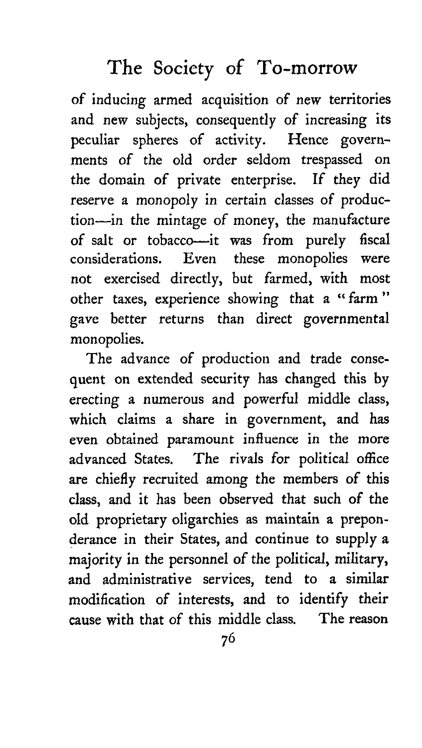of inducing armed acquisition of new territories and new subjects, consequently of increasing its peculiar spheres of activity. Hence governments of the old order seldom trespassed on the domain of private enterprise. If they did reserve a monopoly in certain classes of production—in the mintage of money, the manufacture of salt or tobacco—it was from purely fiscal considerations. Even these monopolies were not exercised directly, but farmed, with most other taxes, experience showing that a "farm" gave better returns than direct governmental monopolies.

The advance of production and trade consequent on extended security has changed this by erecting a numerous and powerful middle class, which claims a share in government, and has even obtained paramount influence in the more advanced States. The rivals for political office are chiefly recruited among the members of this class, and it has been observed that such of the old proprietary oligarchies as maintain a preponderance in their States, and continue to supply a majority in the personnel of the political, military, and administrative services, tend to a similar modification of interests, and to identify their cause with that of this middle class. The reason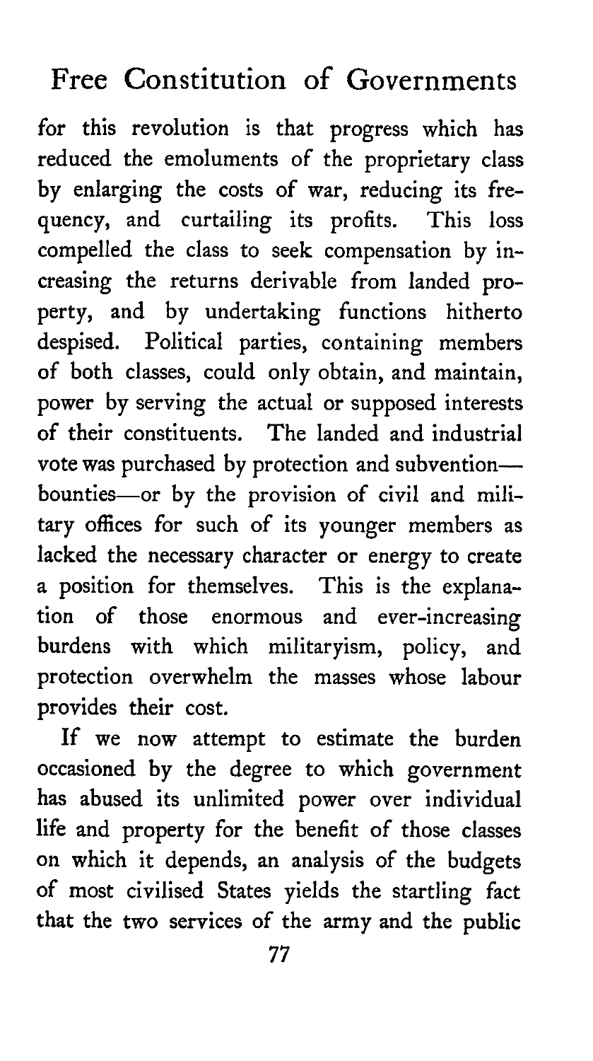for this revolution is that progress which has reduced the emoluments of the proprietary class by enlarging the costs of war, reducing its frequency, and curtailing its profits. This loss compelled the class to seek compensation by increasing the returns derivable from landed property, and by undertaking functions hitherto despised. Political parties, containing members of both classes, could only obtain, and maintain, power by serving the actual or supposed interests of their constituents. The landed and industrial vote was purchased by protection and subvention—bounties—or by the provision of civil and military offices for such of its younger members as lacked the necessary character or energy to create a position for themselves. This is the explanation of those enormous and ever-increasing burdens with which militaryism, policy, and protection overwhelm the masses whose labour provides their cost.

If we now attempt to estimate the burden occasioned by the degree to which government has abused its unlimited power over individual life and property for the benefit of those classes on which it depends, an analysis of the budgets of most civilised States yields the startling fact that the two services of the army and the public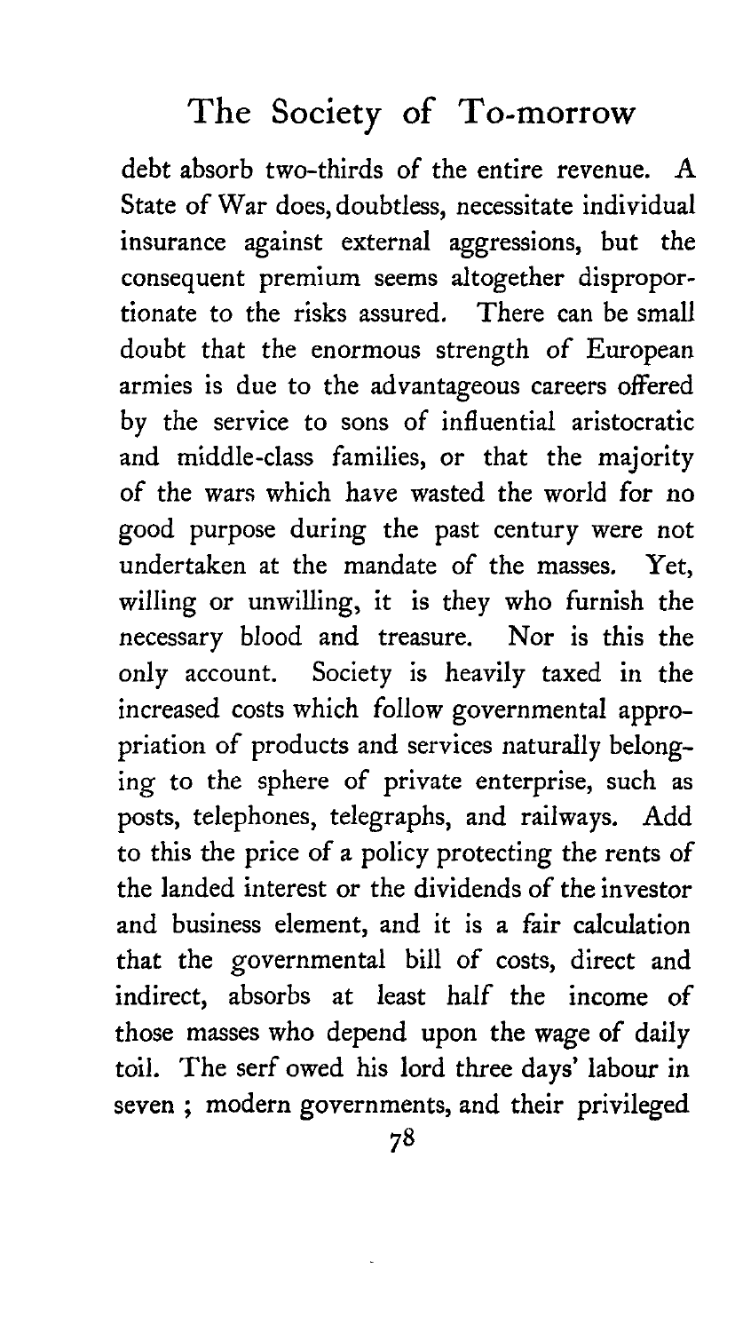debt absorb two-thirds of the entire revenue. A State of War does, doubtless, necessitate individual insurance against external aggressions, but the consequent premium seems altogether disproportionate to the risks assured. There can be small doubt that the enormous strength of European armies is due to the advantageous careers offered by the service to sons of influential aristocratic and middle-class families, or that the majority of the wars which have wasted the world for no good purpose during the past century were not undertaken at the mandate of the masses. Yet, willing or unwilling, it is they who furnish the necessary blood and treasure. Nor is this the only account. Society is heavily taxed in the increased costs which follow governmental appropriation of products and services naturally belonging to the sphere of private enterprise, such as posts, telephones, telegraphs, and railways. Add to this the price of a policy protecting the rents of the landed interest or the dividends of the investor and business element, and it is a fair calculation that the governmental bill of costs, direct and indirect, absorbs at least half the income of those masses who depend upon the wage of daily toil. The serf owed his lord three days' labour in seven ; modern governments, and their privileged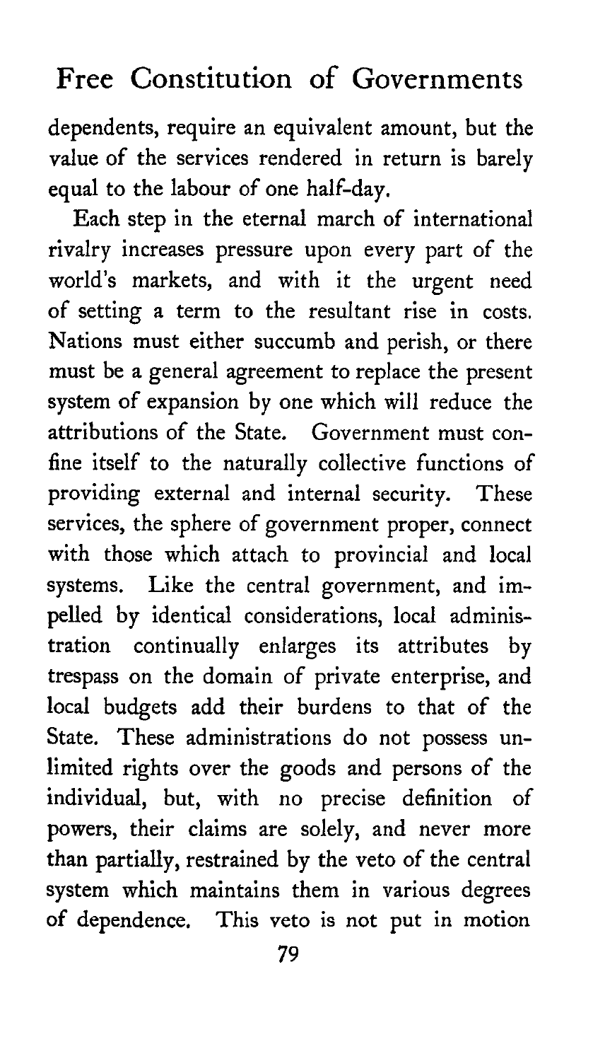dependents, require an equivalent amount, but the value of the services rendered in return is barely equal to the labour of one half-day.

Each step in the eternal march of international rivalry increases pressure upon every part of the world's markets, and with it the urgent need of setting a term to the resultant rise in costs. Nations must either succumb and perish, or there must be a general agreement to replace the present system of expansion by one which will reduce the attributions of the State. Government must confine itself to the naturally collective functions of providing external and internal security. These services, the sphere of government proper, connect with those which attach to provincial and local systems. Like the central government, and impelled by identical considerations, local administration continually enlarges its attributes by trespass on the domain of private enterprise, and local budgets add their burdens to that of the State. These administrations do not possess unlimited rights over the goods and persons of the individual, but, with no precise definition of powers, their claims are solely, and never more than partially, restrained by the veto of the central system which maintains them in various degrees of dependence. This veto is not put in motion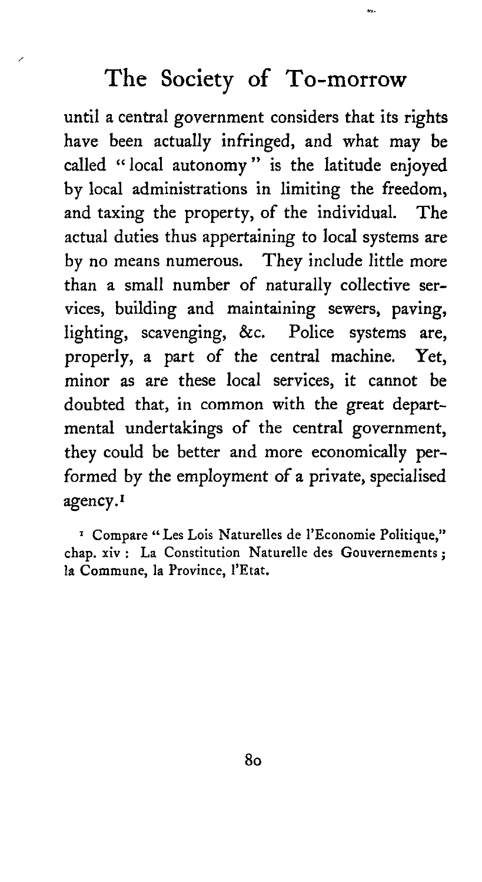until a central government considers that its rights have been actually infringed, and what may be called "local autonomy" is the latitude enjoyed by local administrations in limiting the freedom, and taxing the property, of the individual. The actual duties thus appertaining to local systems are by no means numerous. They include little more than a small number of naturally collective services, building and maintaining sewers, paving, lighting, scavenging, &c. Police systems are, properly, a part of the central machine. Yet, minor as are these local services, it cannot be doubted that, in common with the great departmental undertakings of the central government, they could be better and more economically performed by the employment of a private, specialised agency.[1]

[1] Compare "Les Lois Naturelles de l'Economie Politique," chap. xiv: La Constitution Naturelle des Gouvernements; la Commune, la Province, l'Etat.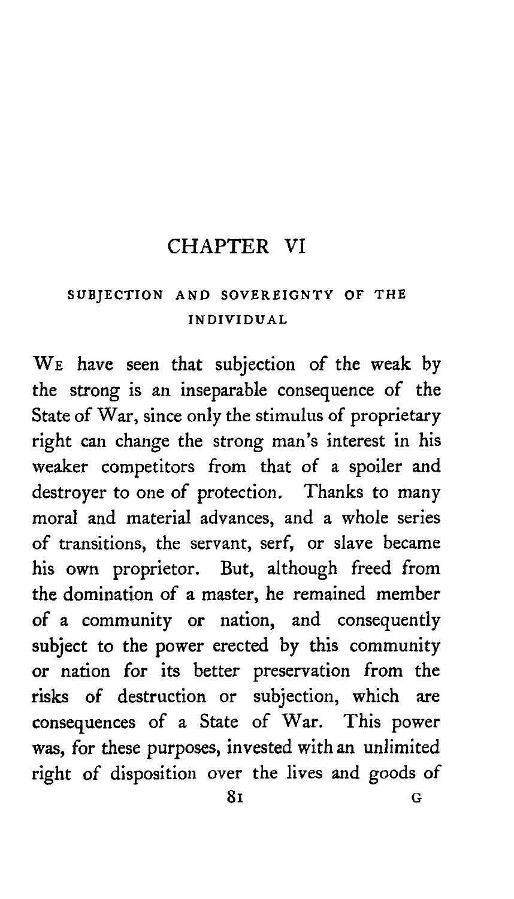# CHAPTER VI

## SUBJECTION AND SOVEREIGNTY OF THE INDIVIDUAL

We have seen that subjection of the weak by the strong is an inseparable consequence of the State of War, since only the stimulus of proprietary right can change the strong man's interest in his weaker competitors from that of a spoiler and destroyer to one of protection. Thanks to many moral and material advances, and a whole series of transitions, the servant, serf, or slave became his own proprietor. But, although freed from the domination of a master, he remained member of a community or nation, and consequently subject to the power erected by this community or nation for its better preservation from the risks of destruction or subjection, which are consequences of a State of War. This power was, for these purposes, invested with an unlimited right of disposition over the lives and goods of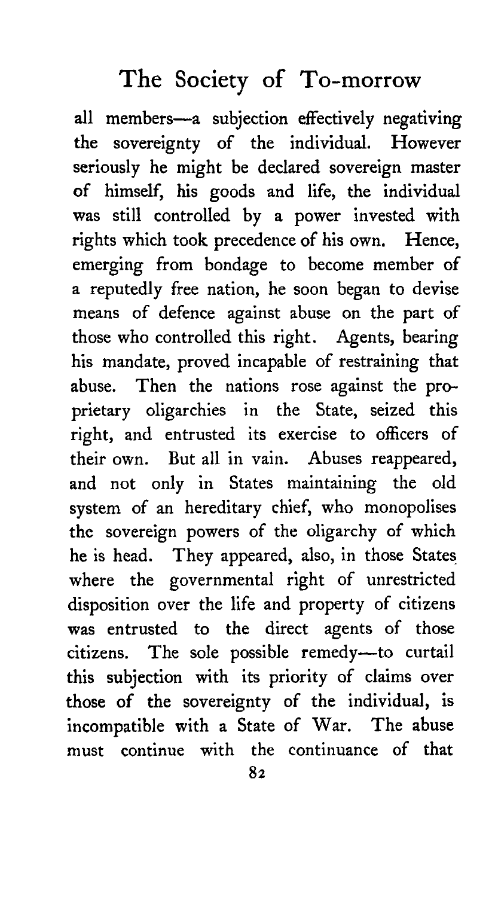all members—a subjection effectively negativing the sovereignty of the individual. However seriously he might be declared sovereign master of himself, his goods and life, the individual was still controlled by a power invested with rights which took precedence of his own. Hence, emerging from bondage to become member of a reputedly free nation, he soon began to devise means of defence against abuse on the part of those who controlled this right. Agents, bearing his mandate, proved incapable of restraining that abuse. Then the nations rose against the proprietary oligarchies in the State, seized this right, and entrusted its exercise to officers of their own. But all in vain. Abuses reappeared, and not only in States maintaining the old system of an hereditary chief, who monopolises the sovereign powers of the oligarchy of which he is head. They appeared, also, in those States where the governmental right of unrestricted disposition over the life and property of citizens was entrusted to the direct agents of those citizens. The sole possible remedy—to curtail this subjection with its priority of claims over those of the sovereignty of the individual, is incompatible with a State of War. The abuse must continue with the continuance of that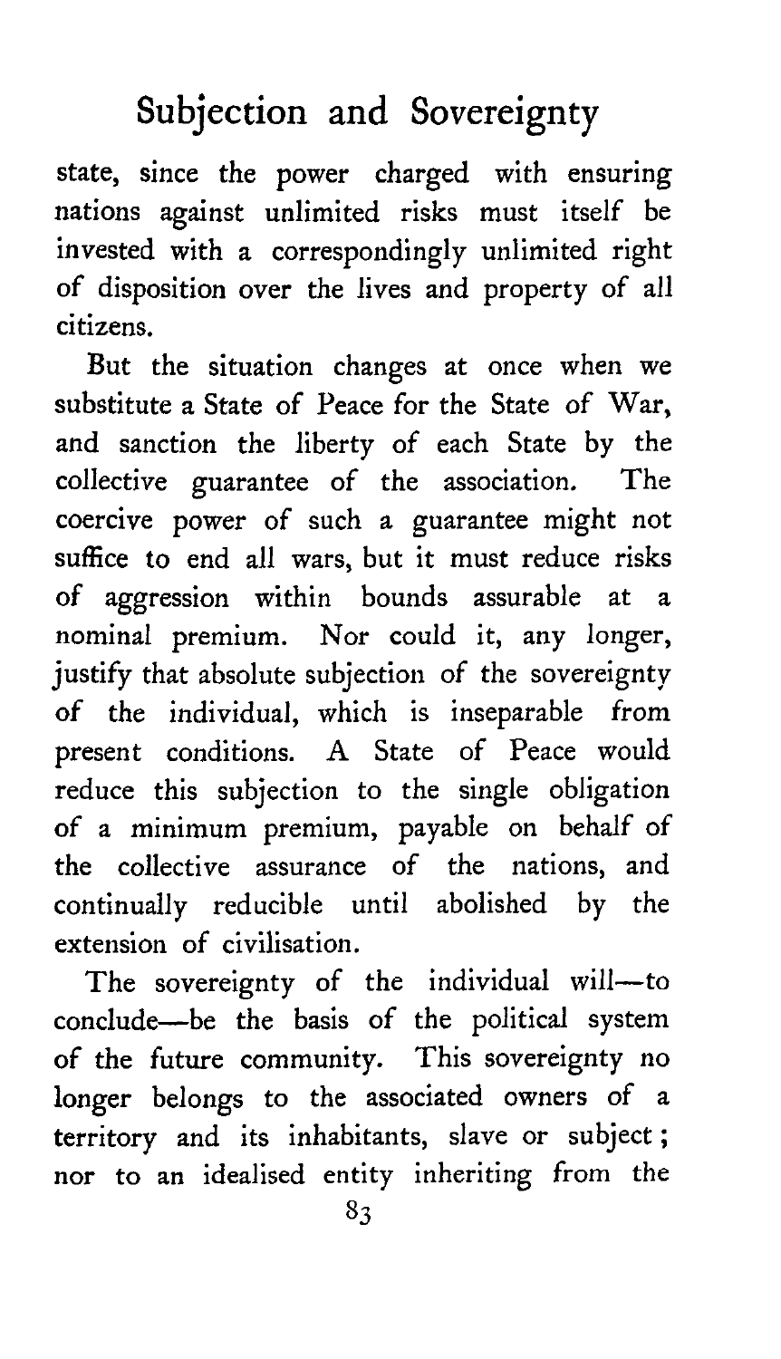state, since the power charged with ensuring nations against unlimited risks must itself be invested with a correspondingly unlimited right of disposition over the lives and property of all citizens.

But the situation changes at once when we substitute a State of Peace for the State of War, and sanction the liberty of each State by the collective guarantee of the association. The coercive power of such a guarantee might not suffice to end all wars, but it must reduce risks of aggression within bounds assurable at a nominal premium. Nor could it, any longer, justify that absolute subjection of the sovereignty of the individual, which is inseparable from present conditions. A State of Peace would reduce this subjection to the single obligation of a minimum premium, payable on behalf of the collective assurance of the nations, and continually reducible until abolished by the extension of civilisation.

The sovereignty of the individual will—to conclude—be the basis of the political system of the future community. This sovereignty no longer belongs to the associated owners of a territory and its inhabitants, slave or subject; nor to an idealised entity inheriting from the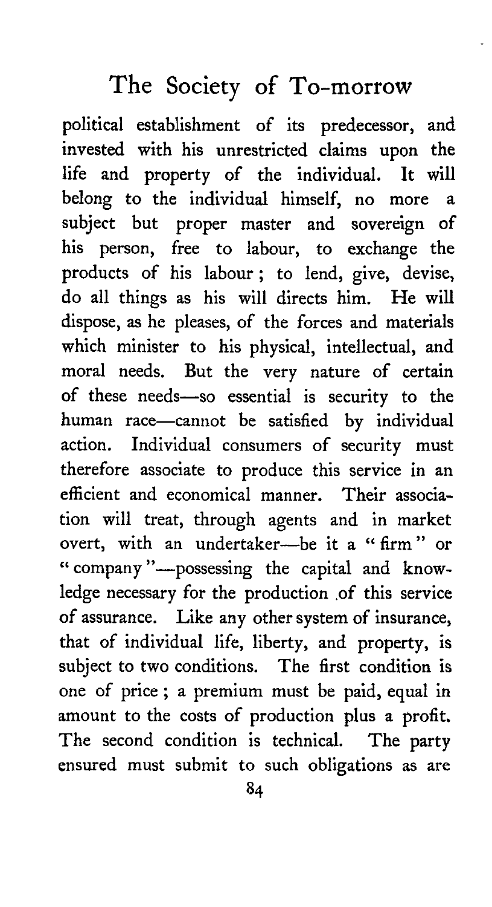political establishment of its predecessor, and invested with his unrestricted claims upon the life and property of the individual. It will belong to the individual himself, no more a subject but proper master and sovereign of his person, free to labour, to exchange the products of his labour; to lend, give, devise, do all things as his will directs him. He will dispose, as he pleases, of the forces and materials which minister to his physical, intellectual, and moral needs. But the very nature of certain of these needs—so essential is security to the human race—cannot be satisfied by individual action. Individual consumers of security must therefore associate to produce this service in an efficient and economical manner. Their association will treat, through agents and in market overt, with an undertaker—be it a "firm" or "company"—possessing the capital and knowledge necessary for the production of this service of assurance. Like any other system of insurance, that of individual life, liberty, and property, is subject to two conditions. The first condition is one of price; a premium must be paid, equal in amount to the costs of production plus a profit. The second condition is technical. The party ensured must submit to such obligations as are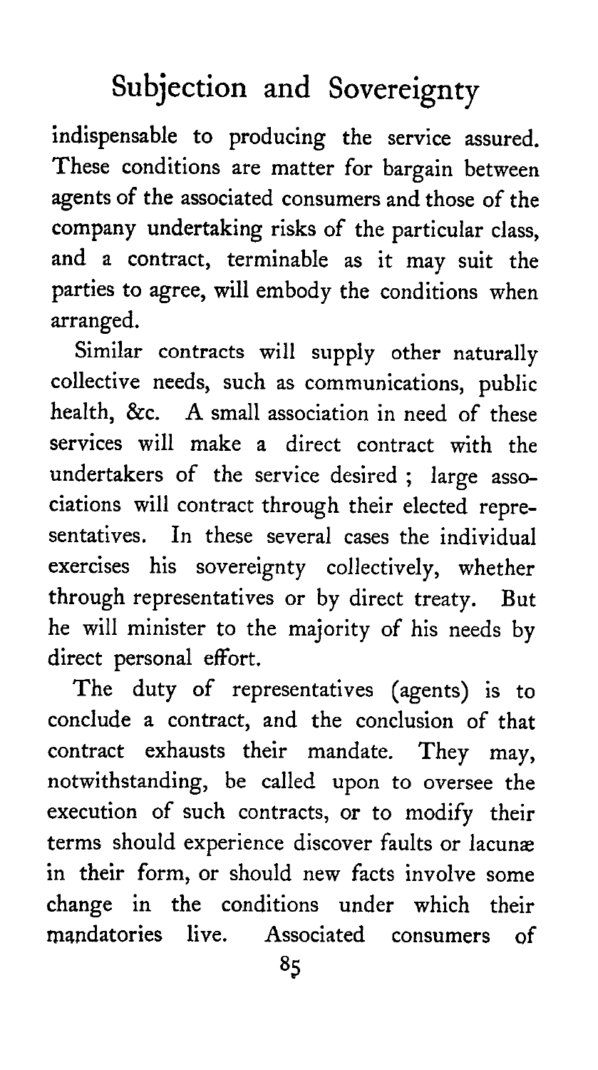indispensable to producing the service assured. These conditions are matter for bargain between agents of the associated consumers and those of the company undertaking risks of the particular class, and a contract, terminable as it may suit the parties to agree, will embody the conditions when arranged.

Similar contracts will supply other naturally collective needs, such as communications, public health, &c. A small association in need of these services will make a direct contract with the undertakers of the service desired ; large associations will contract through their elected representatives. In these several cases the individual exercises his sovereignty collectively, whether through representatives or by direct treaty. But he will minister to the majority of his needs by direct personal effort.

The duty of representatives (agents) is to conclude a contract, and the conclusion of that contract exhausts their mandate. They may, notwithstanding, be called upon to oversee the execution of such contracts, or to modify their terms should experience discover faults or lacunæ in their form, or should new facts involve some change in the conditions under which their mandatories live. Associated consumers of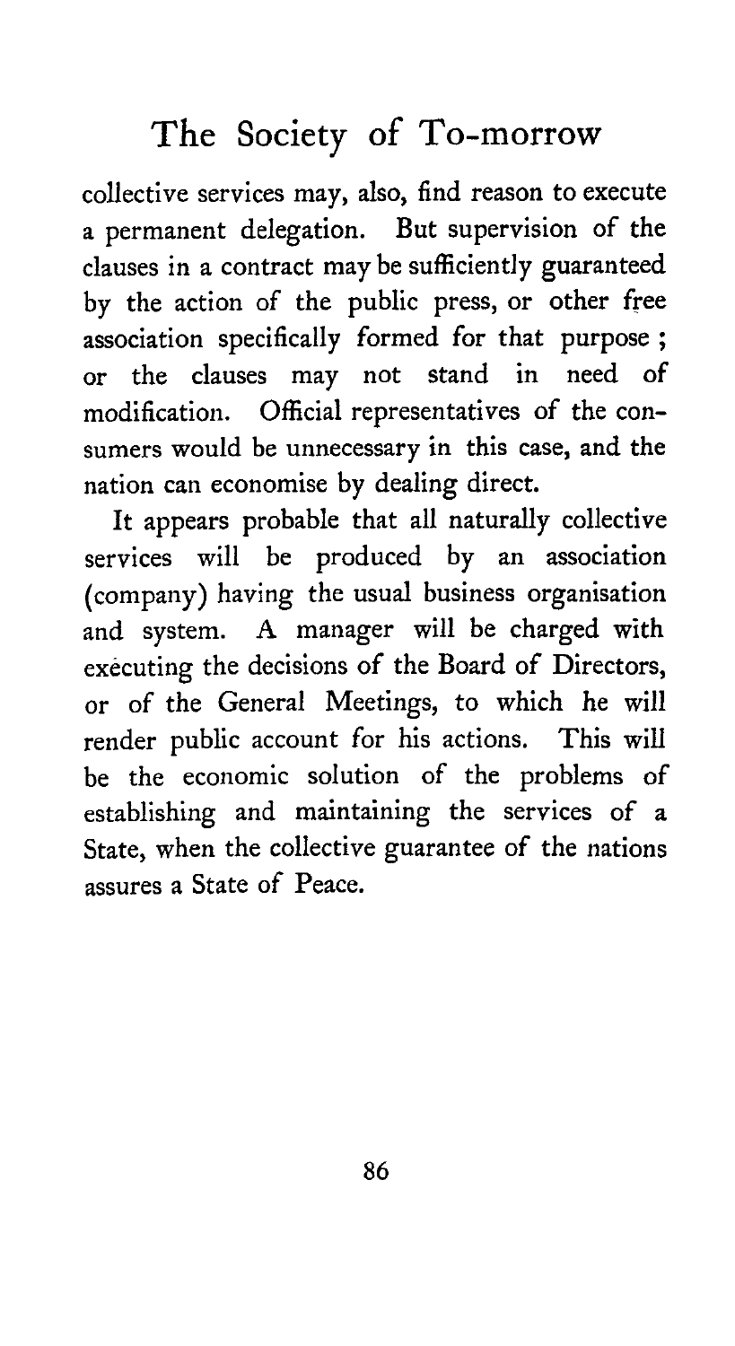collective services may, also, find reason to execute a permanent delegation. But supervision of the clauses in a contract may be sufficiently guaranteed by the action of the public press, or other free association specifically formed for that purpose ; or the clauses may not stand in need of modification. Official representatives of the consumers would be unnecessary in this case, and the nation can economise by dealing direct.

It appears probable that all naturally collective services will be produced by an association (company) having the usual business organisation and system. A manager will be charged with executing the decisions of the Board of Directors, or of the General Meetings, to which he will render public account for his actions. This will be the economic solution of the problems of establishing and maintaining the services of a State, when the collective guarantee of the nations assures a State of Peace.